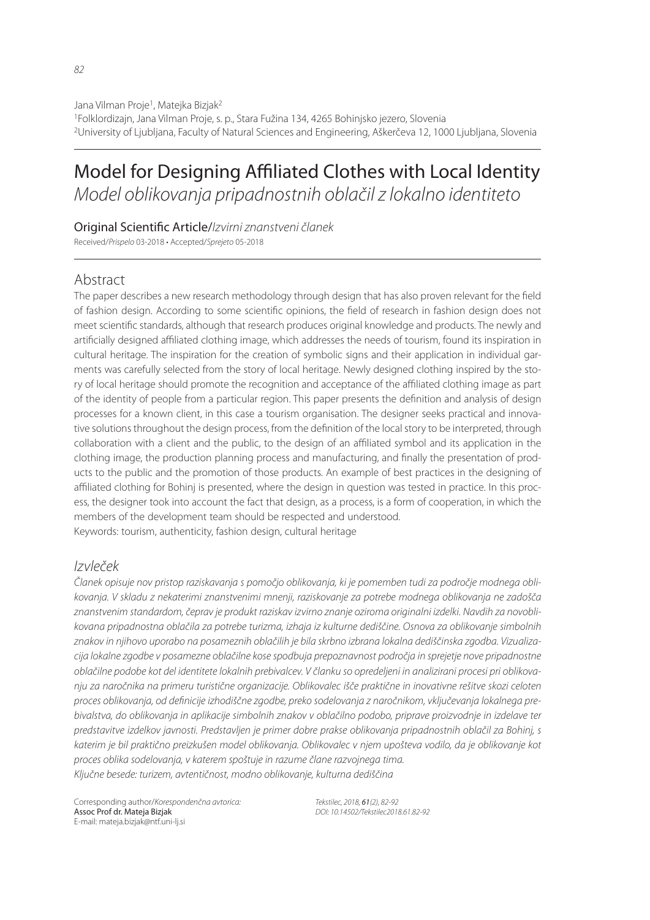Jana Vilman Proje[1], Matejka Bizjak[2]

[1]Folklordizajn, Jana Vilman Proje, s. p., Stara Fužina 134, 4265 Bohinjsko jezero, Slovenia

[2]University of Ljubljana, Faculty of Natural Sciences and Engineering, Aškerčeva 12, 1000 Ljubljana, Slovenia

# Model for Designing Affiliated Clothes with Local Identity

*Model oblikovanja pripadnostnih oblačil z lokalno identiteto*

Original Scientific Article/*Izvirni znanstveni članek*

Received/*Prispelo* 03-2018 • Accepted/*Sprejeto* 05-2018

## Abstract

The paper describes a new research methodology through design that has also proven relevant for the field of fashion design. According to some scientific opinions, the field of research in fashion design does not meet scientific standards, although that research produces original knowledge and products. The newly and artificially designed affiliated clothing image, which addresses the needs of tourism, found its inspiration in cultural heritage. The inspiration for the creation of symbolic signs and their application in individual garments was carefully selected from the story of local heritage. Newly designed clothing inspired by the story of local heritage should promote the recognition and acceptance of the affiliated clothing image as part of the identity of people from a particular region. This paper presents the definition and analysis of design processes for a known client, in this case a tourism organisation. The designer seeks practical and innovative solutions throughout the design process, from the definition of the local story to be interpreted, through collaboration with a client and the public, to the design of an affiliated symbol and its application in the clothing image, the production planning process and manufacturing, and finally the presentation of products to the public and the promotion of those products. An example of best practices in the designing of affiliated clothing for Bohinj is presented, where the design in question was tested in practice. In this process, the designer took into account the fact that design, as a process, is a form of cooperation, in which the members of the development team should be respected and understood.

Keywords: tourism, authenticity, fashion design, cultural heritage

## *Izvleček*

*Članek opisuje nov pristop raziskavanja s pomočjo oblikovanja, ki je pomemben tudi za področje modnega oblikovanja. V skladu z nekaterimi znanstvenimi mnenji, raziskovanje za potrebe modnega oblikovanja ne zadošča znanstvenim standardom, čeprav je produkt raziskav izvirno znanje oziroma originalni izdelki. Navdih za novoblikovana pripadnostna oblačila za potrebe turizma, izhaja iz kulturne dediščine. Osnova za oblikovanje simbolnih znakov in njihovo uporabo na posameznih oblačilih je bila skrbno izbrana lokalna dediščinska zgodba. Vizualizacija lokalne zgodbe v posamezne oblačilne kose spodbuja prepoznavnost področja in sprejetje nove pripadnostne oblačilne podobe kot del identitete lokalnih prebivalcev. V članku so opredeljeni in analizirani procesi pri oblikovanju za naročnika na primeru turistične organizacije. Oblikovalec išče praktične in inovativne rešitve skozi celoten proces oblikovanja, od definicije izhodiščne zgodbe, preko sodelovanja z naročnikom, vključevanja lokalnega prebivalstva, do oblikovanja in aplikacije simbolnih znakov v oblačilno podobo, priprave proizvodnje in izdelave ter predstavitve izdelkov javnosti. Predstavljen je primer dobre prakse oblikovanja pripadnostnih oblačil za Bohinj, s katerim je bil praktično preizkušen model oblikovanja. Oblikovalec v njem upošteva vodilo, da je oblikovanje kot proces oblika sodelovanja, v katerem spoštuje in razume člane razvojnega tima.*

*Ključne besede: turizem, avtentičnost, modno oblikovanje, kulturna dediščina*

Corresponding author/*Korespondenčna avtorica:*
**Assoc Prof dr. Matejka Bizjak**
E-mail: mateja.bizjak@ntf.uni-lj.si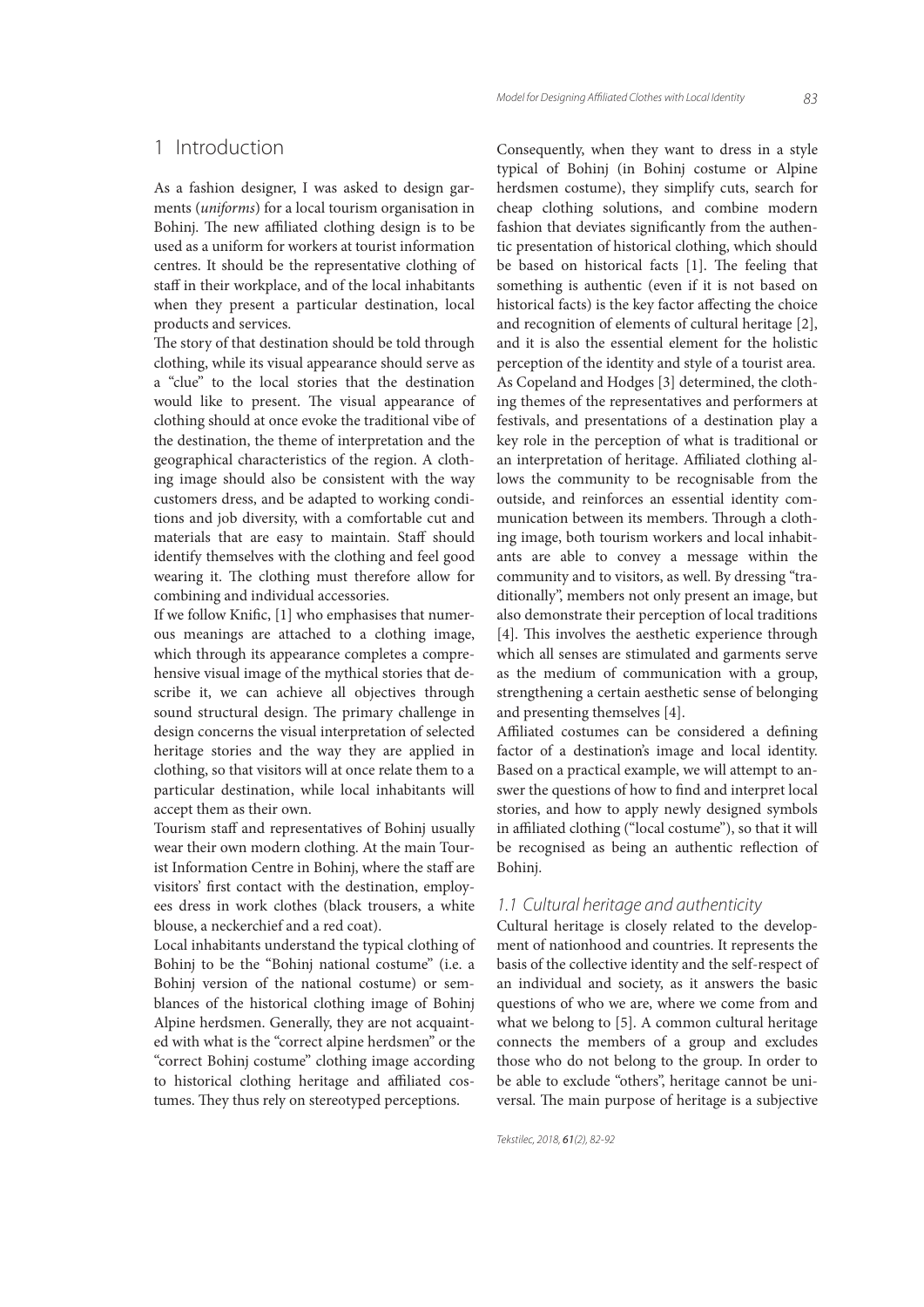# 1 Introduction

As a fashion designer, I was asked to design garments (*uniforms*) for a local tourism organisation in Bohinj. The new affiliated clothing design is to be used as a uniform for workers at tourist information centres. It should be the representative clothing of staff in their workplace, and of the local inhabitants when they present a particular destination, local products and services.

The story of that destination should be told through clothing, while its visual appearance should serve as a "clue" to the local stories that the destination would like to present. The visual appearance of clothing should at once evoke the traditional vibe of the destination, the theme of interpretation and the geographical characteristics of the region. A clothing image should also be consistent with the way customers dress, and be adapted to working conditions and job diversity, with a comfortable cut and materials that are easy to maintain. Staff should identify themselves with the clothing and feel good wearing it. The clothing must therefore allow for combining and individual accessories.

If we follow Knific, [1] who emphasises that numerous meanings are attached to a clothing image, which through its appearance completes a comprehensive visual image of the mythical stories that describe it, we can achieve all objectives through sound structural design. The primary challenge in design concerns the visual interpretation of selected heritage stories and the way they are applied in clothing, so that visitors will at once relate them to a particular destination, while local inhabitants will accept them as their own.

Tourism staff and representatives of Bohinj usually wear their own modern clothing. At the main Tourist Information Centre in Bohinj, where the staff are visitors' first contact with the destination, employees dress in work clothes (black trousers, a white blouse, a neckerchief and a red coat).

Local inhabitants understand the typical clothing of Bohinj to be the "Bohinj national costume" (i.e. a Bohinj version of the national costume) or semblances of the historical clothing image of Bohinj Alpine herdsmen. Generally, they are not acquainted with what is the "correct alpine herdsmen" or the "correct Bohinj costume" clothing image according to historical clothing heritage and affiliated costumes. They thus rely on stereotyped perceptions. Consequently, when they want to dress in a style typical of Bohinj (in Bohinj costume or Alpine herdsmen costume), they simplify cuts, search for cheap clothing solutions, and combine modern fashion that deviates significantly from the authentic presentation of historical clothing, which should be based on historical facts [1]. The feeling that something is authentic (even if it is not based on historical facts) is the key factor affecting the choice and recognition of elements of cultural heritage [2], and it is also the essential element for the holistic perception of the identity and style of a tourist area. As Copeland and Hodges [3] determined, the clothing themes of the representatives and performers at festivals, and presentations of a destination play a key role in the perception of what is traditional or an interpretation of heritage. Affiliated clothing allows the community to be recognisable from the outside, and reinforces an essential identity communication between its members. Through a clothing image, both tourism workers and local inhabitants are able to convey a message within the community and to visitors, as well. By dressing "traditionally", members not only present an image, but also demonstrate their perception of local traditions [4]. This involves the aesthetic experience through which all senses are stimulated and garments serve as the medium of communication with a group, strengthening a certain aesthetic sense of belonging and presenting themselves [4].

Affiliated costumes can be considered a defining factor of a destination's image and local identity. Based on a practical example, we will attempt to answer the questions of how to find and interpret local stories, and how to apply newly designed symbols in affiliated clothing ("local costume"), so that it will be recognised as being an authentic reflection of Bohinj.

## 1.1 Cultural heritage and authenticity

Cultural heritage is closely related to the development of nationhood and countries. It represents the basis of the collective identity and the self-respect of an individual and society, as it answers the basic questions of who we are, where we come from and what we belong to [5]. A common cultural heritage connects the members of a group and excludes those who do not belong to the group. In order to be able to exclude "others", heritage cannot be universal. The main purpose of heritage is a subjective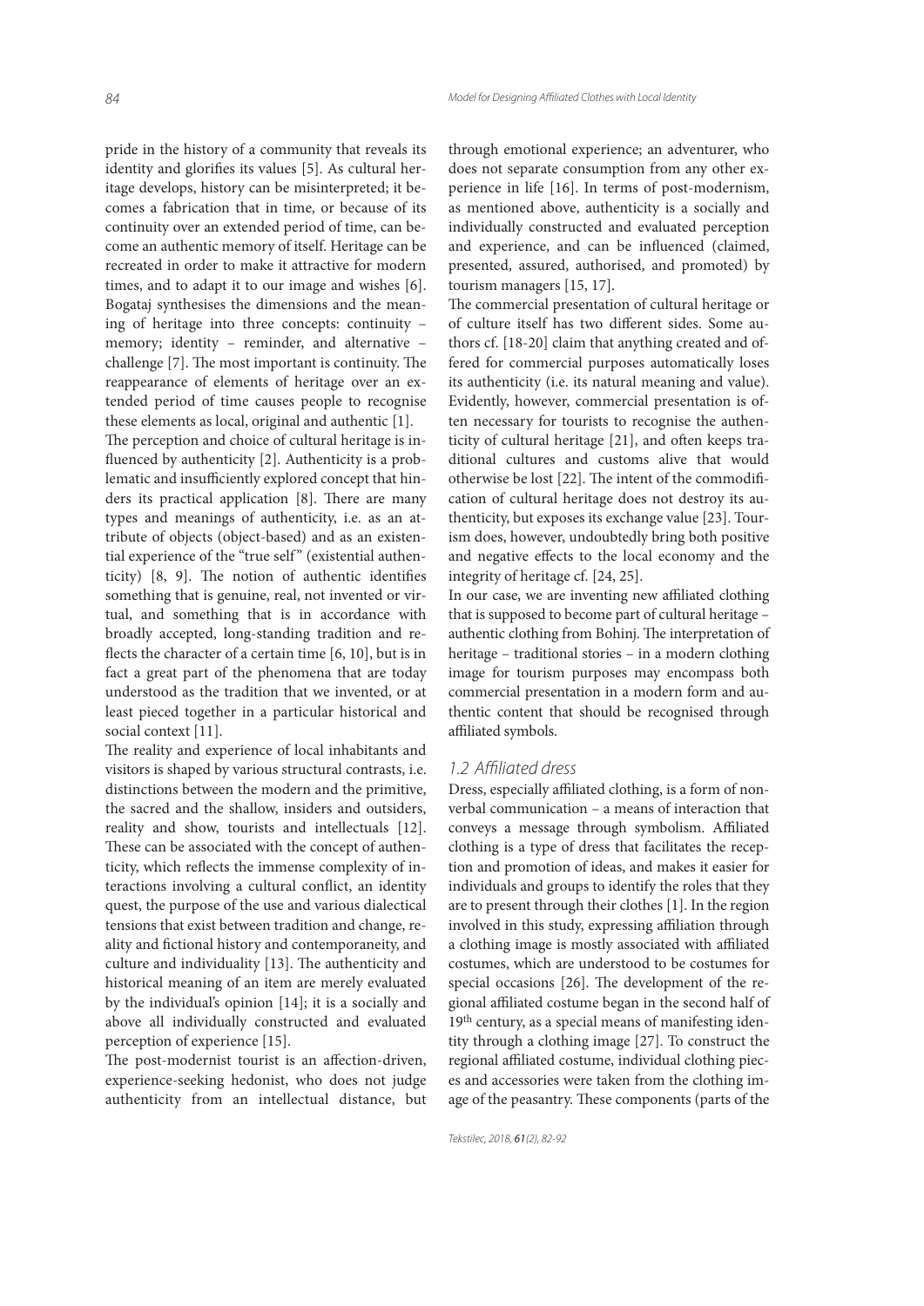pride in the history of a community that reveals its identity and glorifies its values [5]. As cultural heritage develops, history can be misinterpreted; it becomes a fabrication that in time, or because of its continuity over an extended period of time, can become an authentic memory of itself. Heritage can be recreated in order to make it attractive for modern times, and to adapt it to our image and wishes [6]. Bogataj synthesises the dimensions and the meaning of heritage into three concepts: continuity – memory; identity – reminder, and alternative – challenge [7]. The most important is continuity. The reappearance of elements of heritage over an extended period of time causes people to recognise these elements as local, original and authentic [1].

The perception and choice of cultural heritage is influenced by authenticity [2]. Authenticity is a problematic and insufficiently explored concept that hinders its practical application [8]. There are many types and meanings of authenticity, i.e. as an attribute of objects (object-based) and as an existential experience of the "true self" (existential authenticity) [8, 9]. The notion of authentic identifies something that is genuine, real, not invented or virtual, and something that is in accordance with broadly accepted, long-standing tradition and reflects the character of a certain time [6, 10], but is in fact a great part of the phenomena that are today understood as the tradition that we invented, or at least pieced together in a particular historical and social context [11].

The reality and experience of local inhabitants and visitors is shaped by various structural contrasts, i.e. distinctions between the modern and the primitive, the sacred and the shallow, insiders and outsiders, reality and show, tourists and intellectuals [12]. These can be associated with the concept of authenticity, which reflects the immense complexity of interactions involving a cultural conflict, an identity quest, the purpose of the use and various dialectical tensions that exist between tradition and change, reality and fictional history and contemporaneity, and culture and individuality [13]. The authenticity and historical meaning of an item are merely evaluated by the individual's opinion [14]; it is a socially and above all individually constructed and evaluated perception of experience [15].

The post-modernist tourist is an affection-driven, experience-seeking hedonist, who does not judge authenticity from an intellectual distance, but through emotional experience; an adventurer, who does not separate consumption from any other experience in life [16]. In terms of post-modernism, as mentioned above, authenticity is a socially and individually constructed and evaluated perception and experience, and can be influenced (claimed, presented, assured, authorised, and promoted) by tourism managers [15, 17].

The commercial presentation of cultural heritage or of culture itself has two different sides. Some authors cf. [18-20] claim that anything created and offered for commercial purposes automatically loses its authenticity (i.e. its natural meaning and value). Evidently, however, commercial presentation is often necessary for tourists to recognise the authenticity of cultural heritage [21], and often keeps traditional cultures and customs alive that would otherwise be lost [22]. The intent of the commodification of cultural heritage does not destroy its authenticity, but exposes its exchange value [23]. Tourism does, however, undoubtedly bring both positive and negative effects to the local economy and the integrity of heritage cf. [24, 25].

In our case, we are inventing new affiliated clothing that is supposed to become part of cultural heritage – authentic clothing from Bohinj. The interpretation of heritage – traditional stories – in a modern clothing image for tourism purposes may encompass both commercial presentation in a modern form and authentic content that should be recognised through affiliated symbols.

### *1.2 Affiliated dress*

Dress, especially affiliated clothing, is a form of nonverbal communication – a means of interaction that conveys a message through symbolism. Affiliated clothing is a type of dress that facilitates the reception and promotion of ideas, and makes it easier for individuals and groups to identify the roles that they are to present through their clothes [1]. In the region involved in this study, expressing affiliation through a clothing image is mostly associated with affiliated costumes, which are understood to be costumes for special occasions [26]. The development of the regional affiliated costume began in the second half of 19th century, as a special means of manifesting identity through a clothing image [27]. To construct the regional affiliated costume, individual clothing pieces and accessories were taken from the clothing image of the peasantry. These components (parts of the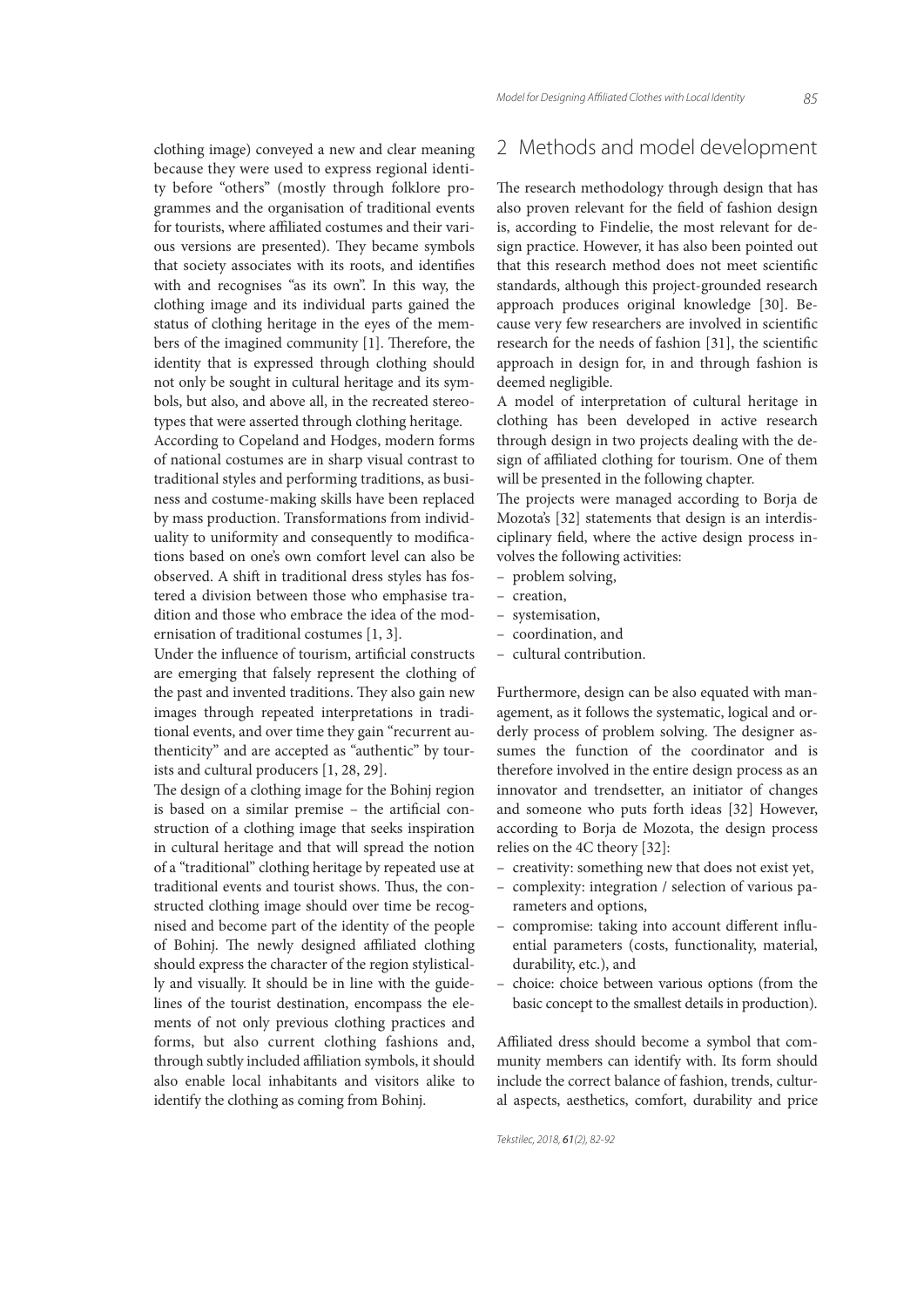clothing image) conveyed a new and clear meaning because they were used to express regional identity before "others" (mostly through folklore programmes and the organisation of traditional events for tourists, where affiliated costumes and their various versions are presented). They became symbols that society associates with its roots, and identifies with and recognises "as its own". In this way, the clothing image and its individual parts gained the status of clothing heritage in the eyes of the members of the imagined community [1]. Therefore, the identity that is expressed through clothing should not only be sought in cultural heritage and its symbols, but also, and above all, in the recreated stereotypes that were asserted through clothing heritage.

According to Copeland and Hodges, modern forms of national costumes are in sharp visual contrast to traditional styles and performing traditions, as business and costume-making skills have been replaced by mass production. Transformations from individuality to uniformity and consequently to modifications based on one's own comfort level can also be observed. A shift in traditional dress styles has fostered a division between those who emphasise tradition and those who embrace the idea of the modernisation of traditional costumes [1, 3].

Under the influence of tourism, artificial constructs are emerging that falsely represent the clothing of the past and invented traditions. They also gain new images through repeated interpretations in traditional events, and over time they gain "recurrent authenticity" and are accepted as "authentic" by tourists and cultural producers [1, 28, 29].

The design of a clothing image for the Bohinj region is based on a similar premise – the artificial construction of a clothing image that seeks inspiration in cultural heritage and that will spread the notion of a "traditional" clothing heritage by repeated use at traditional events and tourist shows. Thus, the constructed clothing image should over time be recognised and become part of the identity of the people of Bohinj. The newly designed affiliated clothing should express the character of the region stylistically and visually. It should be in line with the guidelines of the tourist destination, encompass the elements of not only previous clothing practices and forms, but also current clothing fashions and, through subtly included affiliation symbols, it should also enable local inhabitants and visitors alike to identify the clothing as coming from Bohinj.

## 2 Methods and model development

The research methodology through design that has also proven relevant for the field of fashion design is, according to Findelie, the most relevant for design practice. However, it has also been pointed out that this research method does not meet scientific standards, although this project-grounded research approach produces original knowledge [30]. Because very few researchers are involved in scientific research for the needs of fashion [31], the scientific approach in design for, in and through fashion is deemed negligible.

A model of interpretation of cultural heritage in clothing has been developed in active research through design in two projects dealing with the design of affiliated clothing for tourism. One of them will be presented in the following chapter.

The projects were managed according to Borja de Mozota's [32] statements that design is an interdisciplinary field, where the active design process involves the following activities:

- problem solving,
- creation,
- systemisation,
- coordination, and
- cultural contribution.

Furthermore, design can be also equated with management, as it follows the systematic, logical and orderly process of problem solving. The designer assumes the function of the coordinator and is therefore involved in the entire design process as an innovator and trendsetter, an initiator of changes and someone who puts forth ideas [32] However, according to Borja de Mozota, the design process relies on the 4C theory [32]:

- creativity: something new that does not exist yet,
- complexity: integration / selection of various parameters and options,
- compromise: taking into account different influential parameters (costs, functionality, material, durability, etc.), and
- choice: choice between various options (from the basic concept to the smallest details in production).

Affiliated dress should become a symbol that community members can identify with. Its form should include the correct balance of fashion, trends, cultural aspects, aesthetics, comfort, durability and price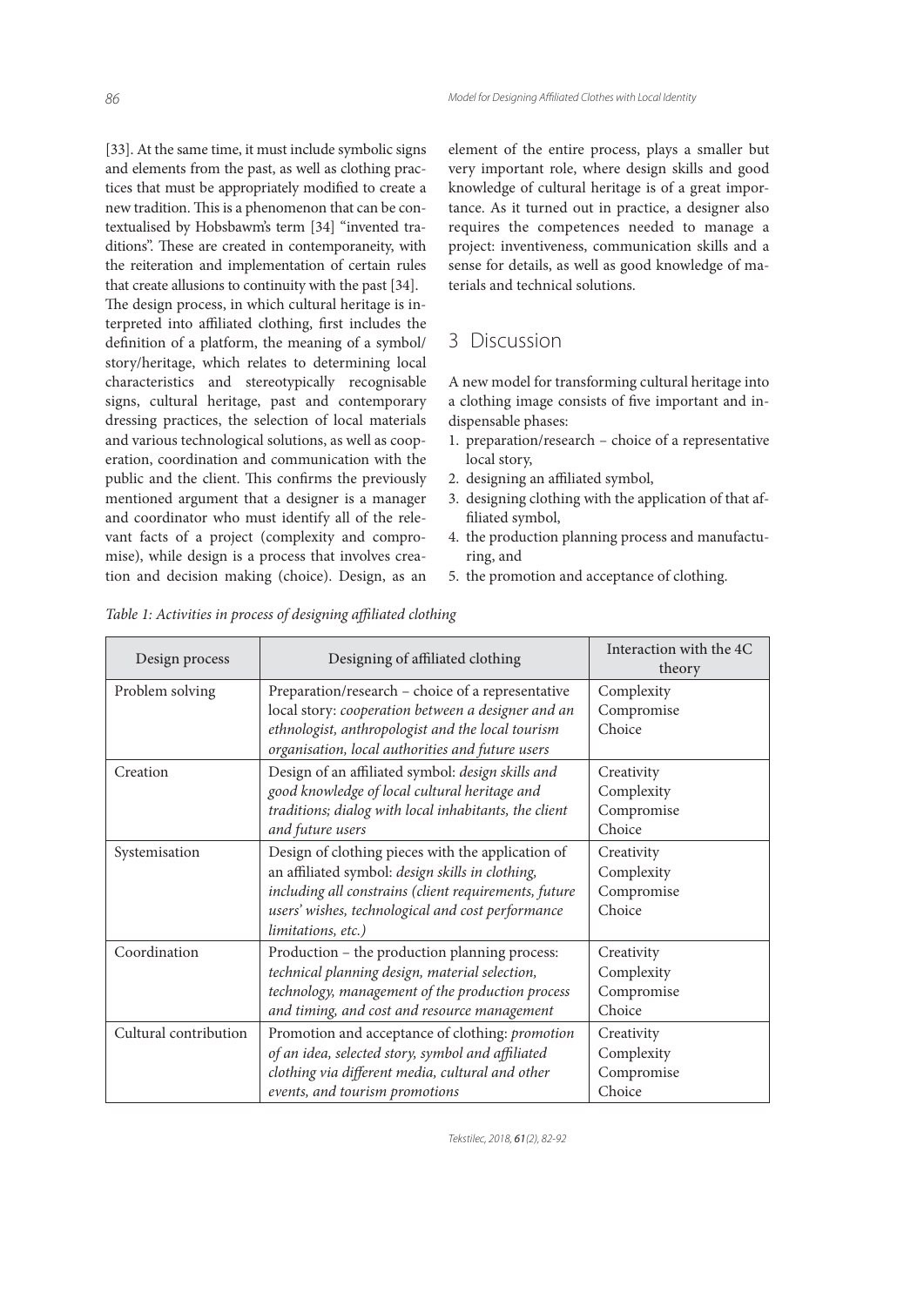[33]. At the same time, it must include symbolic signs and elements from the past, as well as clothing practices that must be appropriately modified to create a new tradition. This is a phenomenon that can be contextualised by Hobsbawm's term [34] "invented traditions". These are created in contemporaneity, with the reiteration and implementation of certain rules that create allusions to continuity with the past [34].

The design process, in which cultural heritage is interpreted into affiliated clothing, first includes the definition of a platform, the meaning of a symbol/story/heritage, which relates to determining local characteristics and stereotypically recognisable signs, cultural heritage, past and contemporary dressing practices, the selection of local materials and various technological solutions, as well as cooperation, coordination and communication with the public and the client. This confirms the previously mentioned argument that a designer is a manager and coordinator who must identify all of the relevant facts of a project (complexity and compromise), while design is a process that involves creation and decision making (choice). Design, as an element of the entire process, plays a smaller but very important role, where design skills and good knowledge of cultural heritage is of a great importance. As it turned out in practice, a designer also requires the competences needed to manage a project: inventiveness, communication skills and a sense for details, as well as good knowledge of materials and technical solutions.

## 3 Discussion

A new model for transforming cultural heritage into a clothing image consists of five important and indispensable phases:

1. preparation/research – choice of a representative local story,
2. designing an affiliated symbol,
3. designing clothing with the application of that affiliated symbol,
4. the production planning process and manufacturing, and
5. the promotion and acceptance of clothing.

*Table 1: Activities in process of designing affiliated clothing*

| Design process | Designing of affiliated clothing | Interaction with the 4C theory |
|---|---|---|
| Problem solving | Preparation/research – choice of a representative local story: *cooperation between a designer and an ethnologist, anthropologist and the local tourism organisation, local authorities and future users* | Complexity<br>Compromise<br>Choice |
| Creation | Design of an affiliated symbol: *design skills and good knowledge of local cultural heritage and traditions; dialog with local inhabitants, the client and future users* | Creativity<br>Complexity<br>Compromise<br>Choice |
| Systemisation | Design of clothing pieces with the application of an affiliated symbol: *design skills in clothing, including all constrains (client requirements, future users' wishes, technological and cost performance limitations, etc.)* | Creativity<br>Complexity<br>Compromise<br>Choice |
| Coordination | Production – the production planning process: *technical planning design, material selection, technology, management of the production process and timing, and cost and resource management* | Creativity<br>Complexity<br>Compromise<br>Choice |
| Cultural contribution | Promotion and acceptance of clothing: *promotion of an idea, selected story, symbol and affiliated clothing via different media, cultural and other events, and tourism promotions* | Creativity<br>Complexity<br>Compromise<br>Choice |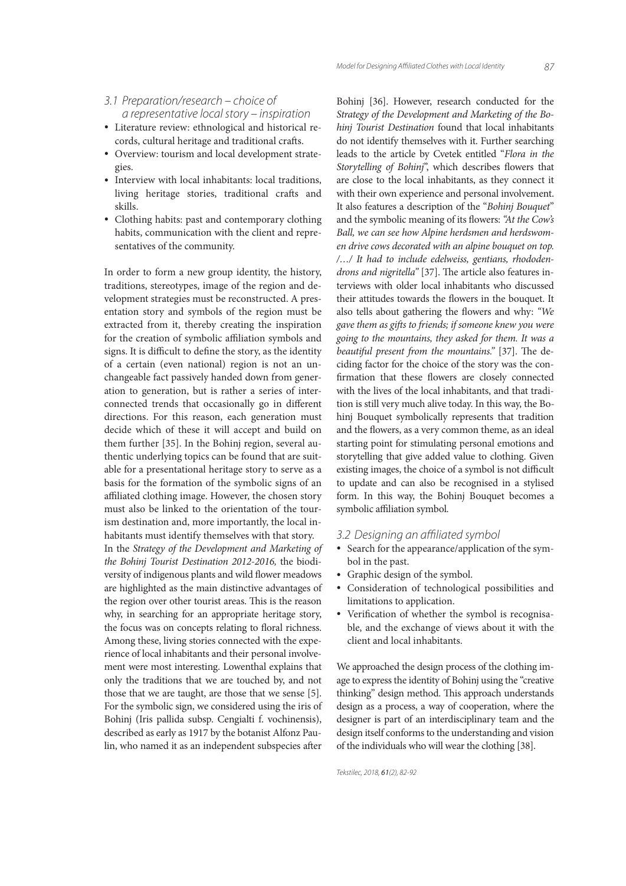### 3.1 Preparation/research – choice of a representative local story – inspiration

- Literature review: ethnological and historical records, cultural heritage and traditional crafts.
- Overview: tourism and local development strategies.
- Interview with local inhabitants: local traditions, living heritage stories, traditional crafts and skills.
- Clothing habits: past and contemporary clothing habits, communication with the client and representatives of the community.

In order to form a new group identity, the history, traditions, stereotypes, image of the region and development strategies must be reconstructed. A presentation story and symbols of the region must be extracted from it, thereby creating the inspiration for the creation of symbolic affiliation symbols and signs. It is difficult to define the story, as the identity of a certain (even national) region is not an unchangeable fact passively handed down from generation to generation, but is rather a series of interconnected trends that occasionally go in different directions. For this reason, each generation must decide which of these it will accept and build on them further [35]. In the Bohinj region, several authentic underlying topics can be found that are suitable for a presentational heritage story to serve as a basis for the formation of the symbolic signs of an affiliated clothing image. However, the chosen story must also be linked to the orientation of the tourism destination and, more importantly, the local inhabitants must identify themselves with that story.

In the *Strategy of the Development and Marketing of the Bohinj Tourist Destination 2012-2016,* the biodiversity of indigenous plants and wild flower meadows are highlighted as the main distinctive advantages of the region over other tourist areas. This is the reason why, in searching for an appropriate heritage story, the focus was on concepts relating to floral richness. Among these, living stories connected with the experience of local inhabitants and their personal involvement were most interesting. Lowenthal explains that only the traditions that we are touched by, and not those that we are taught, are those that we sense [5]. For the symbolic sign, we considered using the iris of Bohinj (Iris pallida subsp. Cengialti f. vochinensis), described as early as 1917 by the botanist Alfonz Paulin, who named it as an independent subspecies after Bohinj [36]. However, research conducted for the *Strategy of the Development and Marketing of the Bohinj Tourist Destination* found that local inhabitants do not identify themselves with it. Further searching leads to the article by Cvetek entitled "*Flora in the Storytelling of Bohinj*", which describes flowers that are close to the local inhabitants, as they connect it with their own experience and personal involvement. It also features a description of the "*Bohinj Bouquet*" and the symbolic meaning of its flowers: *"At the Cow's Ball, we can see how Alpine herdsmen and herdswomen drive cows decorated with an alpine bouquet on top. /…/ It had to include edelweiss, gentians, rhododendrons and nigritella"* [37]. The article also features interviews with older local inhabitants who discussed their attitudes towards the flowers in the bouquet. It also tells about gathering the flowers and why: *"We gave them as gifts to friends; if someone knew you were going to the mountains, they asked for them. It was a beautiful present from the mountains."* [37]. The deciding factor for the choice of the story was the confirmation that these flowers are closely connected with the lives of the local inhabitants, and that tradition is still very much alive today. In this way, the Bohinj Bouquet symbolically represents that tradition and the flowers, as a very common theme, as an ideal starting point for stimulating personal emotions and storytelling that give added value to clothing. Given existing images, the choice of a symbol is not difficult to update and can also be recognised in a stylised form. In this way, the Bohinj Bouquet becomes a symbolic affiliation symbol.

### 3.2 Designing an affiliated symbol

- Search for the appearance/application of the symbol in the past.
- Graphic design of the symbol.
- Consideration of technological possibilities and limitations to application.
- Verification of whether the symbol is recognisable, and the exchange of views about it with the client and local inhabitants.

We approached the design process of the clothing image to express the identity of Bohinj using the "creative thinking" design method. This approach understands design as a process, a way of cooperation, where the designer is part of an interdisciplinary team and the design itself conforms to the understanding and vision of the individuals who will wear the clothing [38].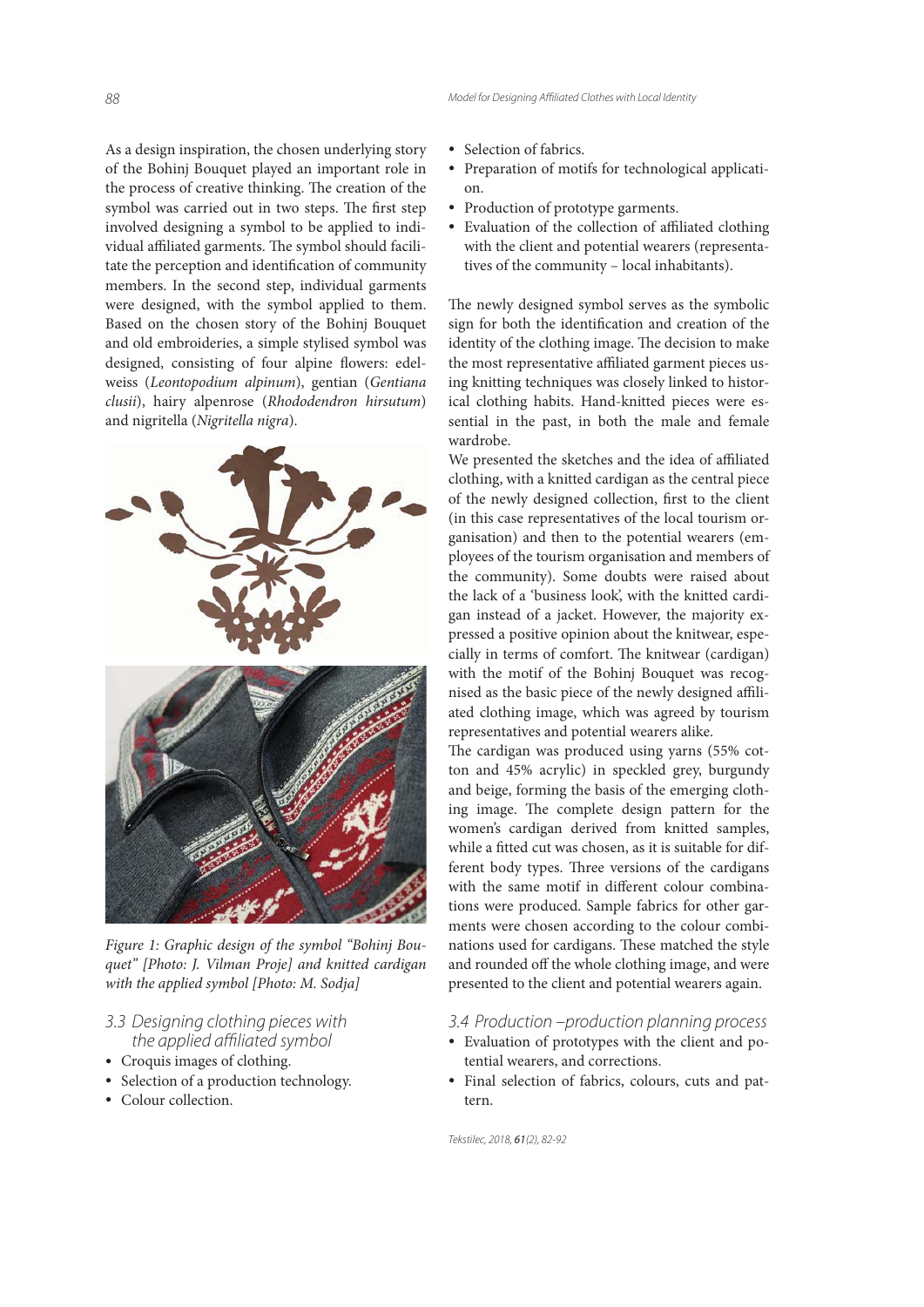As a design inspiration, the chosen underlying story of the Bohinj Bouquet played an important role in the process of creative thinking. The creation of the symbol was carried out in two steps. The first step involved designing a symbol to be applied to individual affiliated garments. The symbol should facilitate the perception and identification of community members. In the second step, individual garments were designed, with the symbol applied to them. Based on the chosen story of the Bohinj Bouquet and old embroideries, a simple stylised symbol was designed, consisting of four alpine flowers: edelweiss (*Leontopodium alpinum*), gentian (*Gentiana clusii*), hairy alpenrose (*Rhododendron hirsutum*) and nigritella (*Nigritella nigra*).

*Figure 1: Graphic design of the symbol "Bohinj Bouquet" [Photo: J. Vilman Proje] and knitted cardigan with the applied symbol [Photo: M. Sodja]*

### 3.3 Designing clothing pieces with the applied affiliated symbol

- Croquis images of clothing.
- Selection of a production technology.
- Colour collection.
- Selection of fabrics.
- Preparation of motifs for technological application.
- Production of prototype garments.
- Evaluation of the collection of affiliated clothing with the client and potential wearers (representatives of the community – local inhabitants).

The newly designed symbol serves as the symbolic sign for both the identification and creation of the identity of the clothing image. The decision to make the most representative affiliated garment pieces using knitting techniques was closely linked to historical clothing habits. Hand-knitted pieces were essential in the past, in both the male and female wardrobe.

We presented the sketches and the idea of affiliated clothing, with a knitted cardigan as the central piece of the newly designed collection, first to the client (in this case representatives of the local tourism organisation) and then to the potential wearers (employees of the tourism organisation and members of the community). Some doubts were raised about the lack of a 'business look', with the knitted cardigan instead of a jacket. However, the majority expressed a positive opinion about the knitwear, especially in terms of comfort. The knitwear (cardigan) with the motif of the Bohinj Bouquet was recognised as the basic piece of the newly designed affiliated clothing image, which was agreed by tourism representatives and potential wearers alike.

The cardigan was produced using yarns (55% cotton and 45% acrylic) in speckled grey, burgundy and beige, forming the basis of the emerging clothing image. The complete design pattern for the women's cardigan derived from knitted samples, while a fitted cut was chosen, as it is suitable for different body types. Three versions of the cardigans with the same motif in different colour combinations were produced. Sample fabrics for other garments were chosen according to the colour combinations used for cardigans. These matched the style and rounded off the whole clothing image, and were presented to the client and potential wearers again.

### 3.4 Production –production planning process

- Evaluation of prototypes with the client and potential wearers, and corrections.
- Final selection of fabrics, colours, cuts and pattern.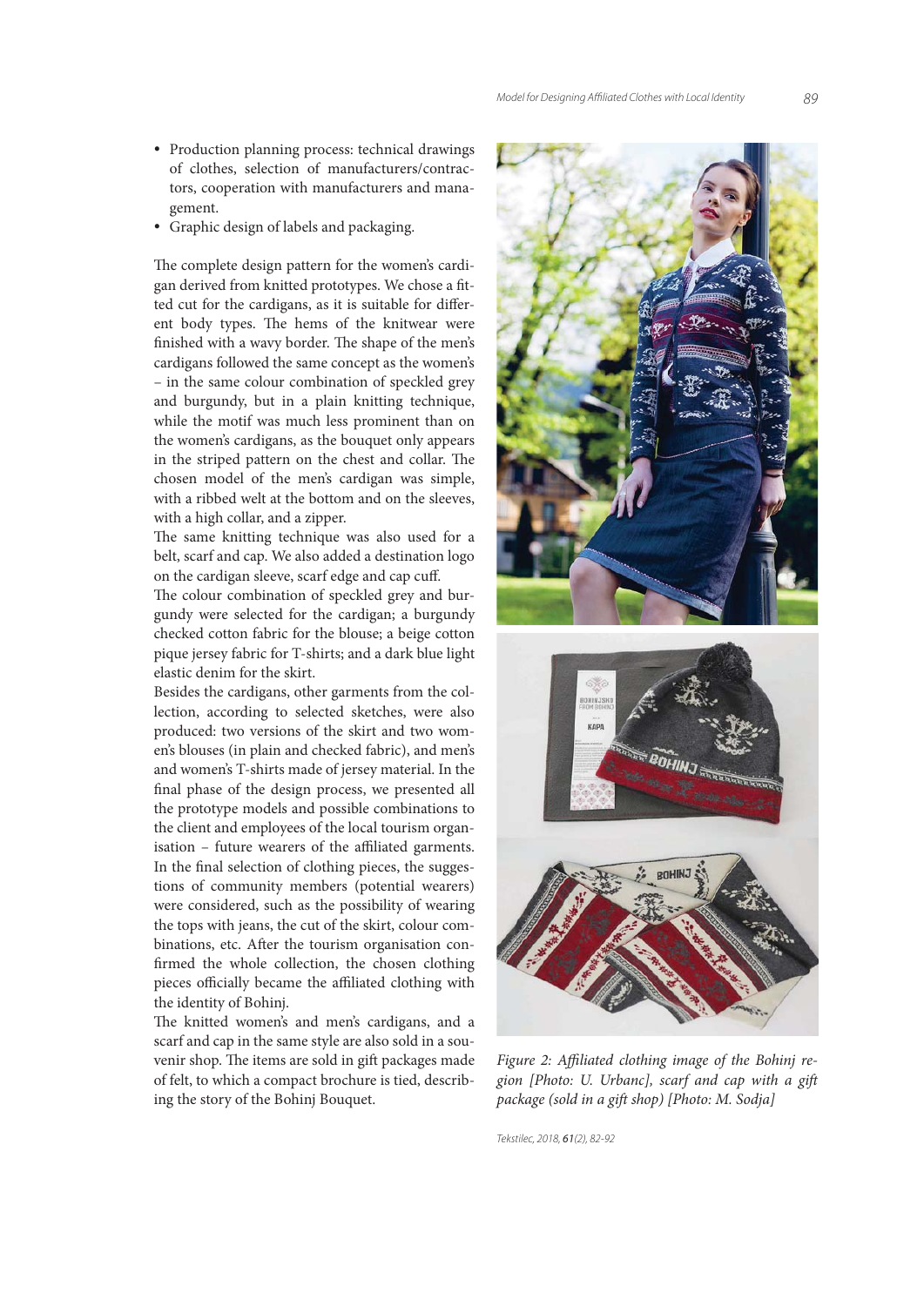- Production planning process: technical drawings of clothes, selection of manufacturers/contractors, cooperation with manufacturers and management.
- Graphic design of labels and packaging.

The complete design pattern for the women's cardigan derived from knitted prototypes. We chose a fitted cut for the cardigans, as it is suitable for different body types. The hems of the knitwear were finished with a wavy border. The shape of the men's cardigans followed the same concept as the women's – in the same colour combination of speckled grey and burgundy, but in a plain knitting technique, while the motif was much less prominent than on the women's cardigans, as the bouquet only appears in the striped pattern on the chest and collar. The chosen model of the men's cardigan was simple, with a ribbed welt at the bottom and on the sleeves, with a high collar, and a zipper.

The same knitting technique was also used for a belt, scarf and cap. We also added a destination logo on the cardigan sleeve, scarf edge and cap cuff.

The colour combination of speckled grey and burgundy were selected for the cardigan; a burgundy checked cotton fabric for the blouse; a beige cotton pique jersey fabric for T-shirts; and a dark blue light elastic denim for the skirt.

Besides the cardigans, other garments from the collection, according to selected sketches, were also produced: two versions of the skirt and two women's blouses (in plain and checked fabric), and men's and women's T-shirts made of jersey material. In the final phase of the design process, we presented all the prototype models and possible combinations to the client and employees of the local tourism organisation – future wearers of the affiliated garments. In the final selection of clothing pieces, the suggestions of community members (potential wearers) were considered, such as the possibility of wearing the tops with jeans, the cut of the skirt, colour combinations, etc. After the tourism organisation confirmed the whole collection, the chosen clothing pieces officially became the affiliated clothing with the identity of Bohinj.

The knitted women's and men's cardigans, and a scarf and cap in the same style are also sold in a souvenir shop. The items are sold in gift packages made of felt, to which a compact brochure is tied, describing the story of the Bohinj Bouquet.

*Figure 2: Affiliated clothing image of the Bohinj region [Photo: U. Urbanc], scarf and cap with a gift package (sold in a gift shop) [Photo: M. Sodja]*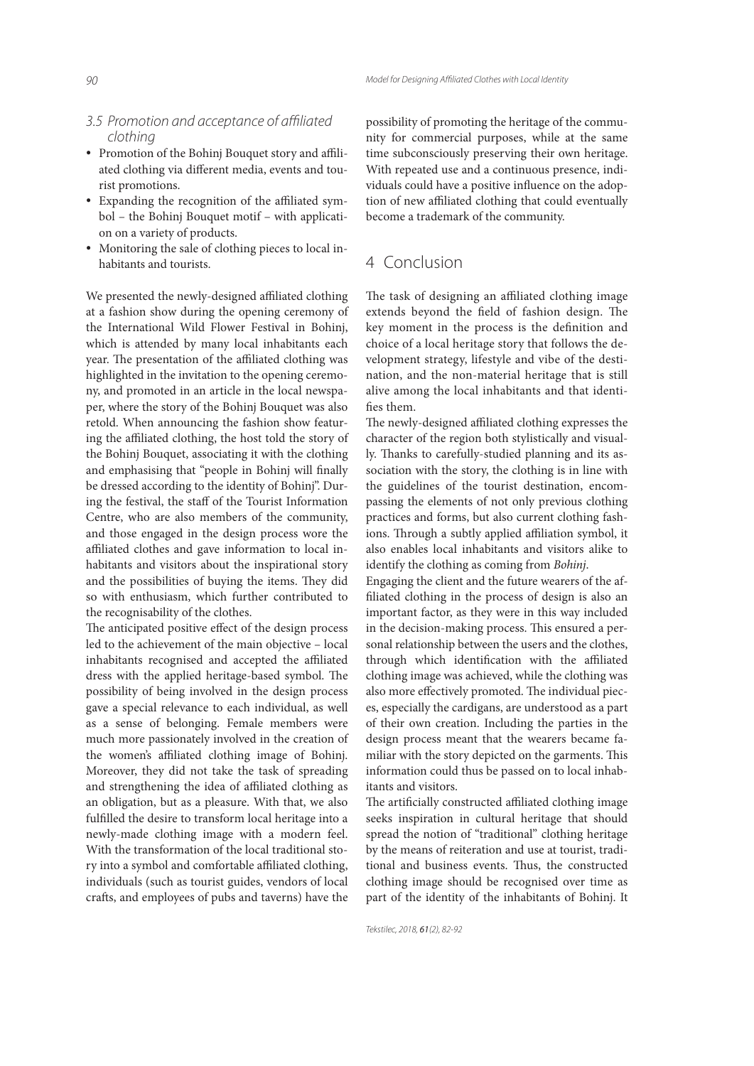### 3.5 Promotion and acceptance of affiliated clothing

- Promotion of the Bohinj Bouquet story and affiliated clothing via different media, events and tourist promotions.
- Expanding the recognition of the affiliated symbol – the Bohinj Bouquet motif – with application on a variety of products.
- Monitoring the sale of clothing pieces to local inhabitants and tourists.

We presented the newly-designed affiliated clothing at a fashion show during the opening ceremony of the International Wild Flower Festival in Bohinj, which is attended by many local inhabitants each year. The presentation of the affiliated clothing was highlighted in the invitation to the opening ceremony, and promoted in an article in the local newspaper, where the story of the Bohinj Bouquet was also retold. When announcing the fashion show featuring the affiliated clothing, the host told the story of the Bohinj Bouquet, associating it with the clothing and emphasising that "people in Bohinj will finally be dressed according to the identity of Bohinj". During the festival, the staff of the Tourist Information Centre, who are also members of the community, and those engaged in the design process wore the affiliated clothes and gave information to local inhabitants and visitors about the inspirational story and the possibilities of buying the items. They did so with enthusiasm, which further contributed to the recognisability of the clothes.

The anticipated positive effect of the design process led to the achievement of the main objective – local inhabitants recognised and accepted the affiliated dress with the applied heritage-based symbol. The possibility of being involved in the design process gave a special relevance to each individual, as well as a sense of belonging. Female members were much more passionately involved in the creation of the women's affiliated clothing image of Bohinj. Moreover, they did not take the task of spreading and strengthening the idea of affiliated clothing as an obligation, but as a pleasure. With that, we also fulfilled the desire to transform local heritage into a newly-made clothing image with a modern feel. With the transformation of the local traditional story into a symbol and comfortable affiliated clothing, individuals (such as tourist guides, vendors of local crafts, and employees of pubs and taverns) have the possibility of promoting the heritage of the community for commercial purposes, while at the same time subconsciously preserving their own heritage. With repeated use and a continuous presence, individuals could have a positive influence on the adoption of new affiliated clothing that could eventually become a trademark of the community.

## 4 Conclusion

The task of designing an affiliated clothing image extends beyond the field of fashion design. The key moment in the process is the definition and choice of a local heritage story that follows the development strategy, lifestyle and vibe of the destination, and the non-material heritage that is still alive among the local inhabitants and that identifies them.

The newly-designed affiliated clothing expresses the character of the region both stylistically and visually. Thanks to carefully-studied planning and its association with the story, the clothing is in line with the guidelines of the tourist destination, encompassing the elements of not only previous clothing practices and forms, but also current clothing fashions. Through a subtly applied affiliation symbol, it also enables local inhabitants and visitors alike to identify the clothing as coming from *Bohinj*.

Engaging the client and the future wearers of the affiliated clothing in the process of design is also an important factor, as they were in this way included in the decision-making process. This ensured a personal relationship between the users and the clothes, through which identification with the affiliated clothing image was achieved, while the clothing was also more effectively promoted. The individual pieces, especially the cardigans, are understood as a part of their own creation. Including the parties in the design process meant that the wearers became familiar with the story depicted on the garments. This information could thus be passed on to local inhabitants and visitors.

The artificially constructed affiliated clothing image seeks inspiration in cultural heritage that should spread the notion of "traditional" clothing heritage by the means of reiteration and use at tourist, traditional and business events. Thus, the constructed clothing image should be recognised over time as part of the identity of the inhabitants of Bohinj. It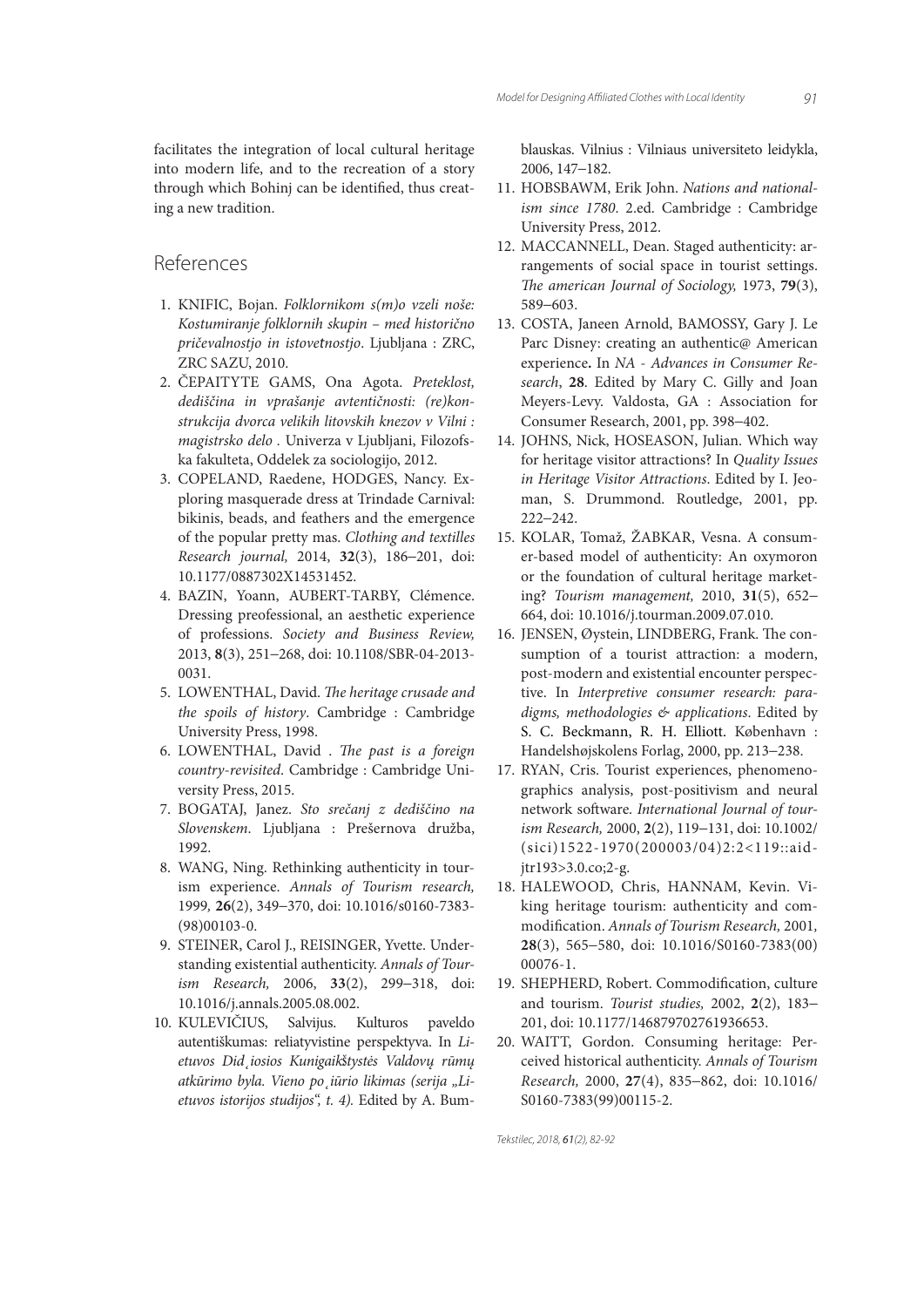facilitates the integration of local cultural heritage into modern life, and to the recreation of a story through which Bohinj can be identified, thus creating a new tradition.

## References

1. KNIFIC, Bojan. *Folklornikom s(m)o vzeli noše: Kostumiranje folklornih skupin – med historično pričevalnostjo in istovetnostjo*. Ljubljana : ZRC, ZRC SAZU, 2010.
2. ČEPAITYTE GAMS, Ona Agota. *Preteklost, dediščina in vprašanje avtentičnosti: (re)konstrukcija dvorca velikih litovskih knezov v Vilni : magistrsko delo* . Univerza v Ljubljani, Filozofska fakulteta, Oddelek za sociologijo, 2012.
3. COPELAND, Raedene, HODGES, Nancy. Exploring masquerade dress at Trindade Carnival: bikinis, beads, and feathers and the emergence of the popular pretty mas. *Clothing and textilles Research journal,* 2014, **32**(3), 186‒201, doi: 10.1177/0887302X14531452.
4. BAZIN, Yoann, AUBERT-TARBY, Clémence. Dressing preofessional, an aesthetic experience of professions. *Society and Business Review,* 2013, **8**(3), 251‒268, doi: 10.1108/SBR-04-2013-0031.
5. LOWENTHAL, David. *The heritage crusade and the spoils of history*. Cambridge : Cambridge University Press, 1998.
6. LOWENTHAL, David . *The past is a foreign country-revisited*. Cambridge : Cambridge University Press, 2015.
7. BOGATAJ, Janez. *Sto srečanj z dediščino na Slovenskem*. Ljubljana : Prešernova družba, 1992.
8. WANG, Ning. Rethinking authenticity in tourism experience. *Annals of Tourism research,* 1999*,* **26**(2), 349‒370, doi: 10.1016/s0160-7383-(98)00103-0.
9. STEINER, Carol J., REISINGER, Yvette. Understanding existential authenticity. *Annals of Tourism Research,* 2006, **33**(2), 299‒318, doi: 10.1016/j.annals.2005.08.002.
10. KULEVIČIUS, Salvijus. Kulturos paveldo autentiškumas: reliatyvistine perspektyva. In *Lietuvos Did˛iosios Kunigaikštystės Valdovų rūmų atkūrimo byla. Vieno po˛iūrio likimas (serija „Lietuvos istorijos studijos", t. 4).* Edited by A. Bumblauskas. Vilnius : Vilniaus universiteto leidykla, 2006, 147‒182.
11. HOBSBAWM, Erik John. *Nations and nationalism since 1780*. 2.ed. Cambridge : Cambridge University Press, 2012.
12. MACCANNELL, Dean. Staged authenticity: arrangements of social space in tourist settings. *The american Journal of Sociology,* 1973, **79**(3), 589‒603.
13. COSTA, Janeen Arnold, BAMOSSY, Gary J. Le Parc Disney: creating an authentic@ American experience**.** In *NA - Advances in Consumer Research*, **28**. Edited by Mary C. Gilly and Joan Meyers-Levy. Valdosta, GA : Association for Consumer Research, 2001, pp. 398‒402.
14. JOHNS, Nick, HOSEASON, Julian. Which way for heritage visitor attractions? In *Quality Issues in Heritage Visitor Attractions*. Edited by I. Jeoman, S. Drummond. Routledge, 2001, pp. 222‒242.
15. KOLAR, Tomaž, ŽABKAR, Vesna. A consumer-based model of authenticity: An oxymoron or the foundation of cultural heritage marketing? *Tourism management,* 2010, **31**(5), 652‒664, doi: 10.1016/j.tourman.2009.07.010.
16. JENSEN, Øystein, LINDBERG, Frank. The consumption of a tourist attraction: a modern, post-modern and existential encounter perspective. In *Interpretive consumer research: paradigms, methodologies & applications*. Edited by S. C. Beckmann, R. H. Elliott. København : Handelshøjskolens Forlag, 2000, pp. 213‒238.
17. RYAN, Cris. Tourist experiences, phenomenographics analysis, post-positivism and neural network software. *International Journal of tourism Research,* 2000, **2**(2), 119‒131, doi: 10.1002/(sici)1522-1970(200003/04)2:2<119::aid-jtr193>3.0.co;2-g.
18. HALEWOOD, Chris, HANNAM, Kevin. Viking heritage tourism: authenticity and commodification. *Annals of Tourism Research,* 2001*,* **28**(3), 565‒580, doi: 10.1016/S0160-7383(00)00076-1.
19. SHEPHERD, Robert. Commodification, culture and tourism. *Tourist studies,* 2002, **2**(2), 183‒201, doi: 10.1177/146879702761936653.
20. WAITT, Gordon. Consuming heritage: Perceived historical authenticity. *Annals of Tourism Research,* 2000, **27**(4), 835‒862, doi: 10.1016/S0160-7383(99)00115-2.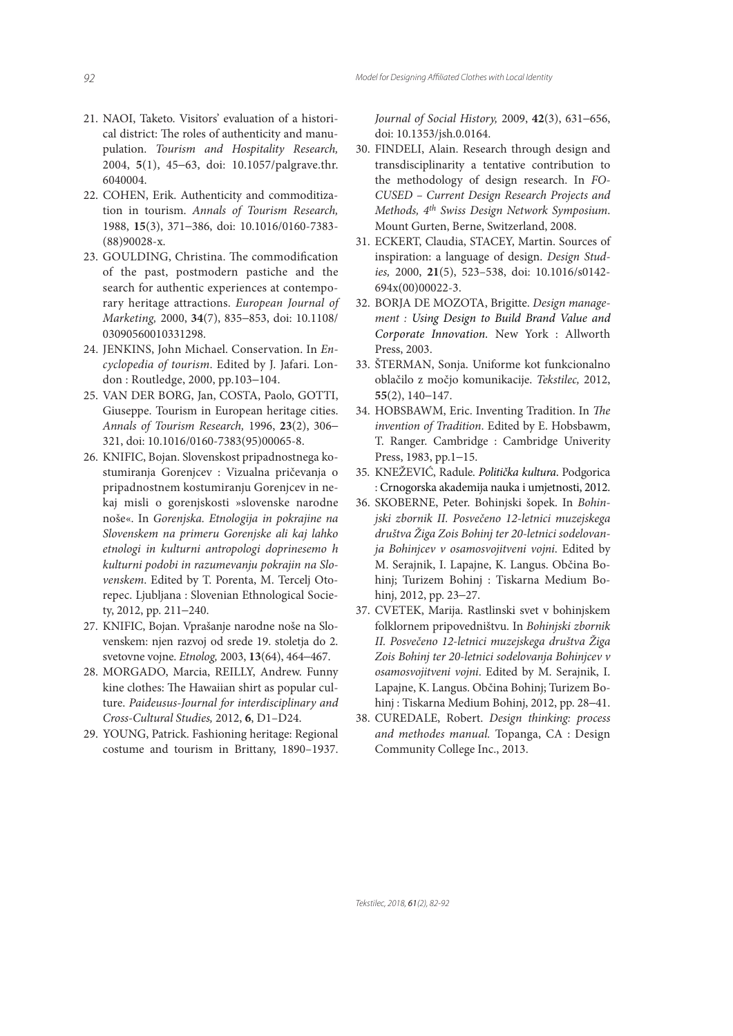21. NAOI, Taketo. Visitors' evaluation of a historical district: The roles of authenticity and manupulation. *Tourism and Hospitality Research,* 2004, **5**(1), 45–63, doi: 10.1057/palgrave.thr.6040004.
22. COHEN, Erik. Authenticity and commoditization in tourism. *Annals of Tourism Research,* 1988, **15**(3), 371–386, doi: 10.1016/0160-7383-(88)90028-x.
23. GOULDING, Christina. The commodification of the past, postmodern pastiche and the search for authentic experiences at contemporary heritage attractions. *European Journal of Marketing,* 2000, **34**(7), 835–853, doi: 10.1108/03090560010331298.
24. JENKINS, John Michael. Conservation. In *Encyclopedia of tourism*. Edited by J. Jafari. London : Routledge, 2000, pp.103–104.
25. VAN DER BORG, Jan, COSTA, Paolo, GOTTI, Giuseppe. Tourism in European heritage cities. *Annals of Tourism Research,* 1996, **23**(2), 306–321, doi: 10.1016/0160-7383(95)00065-8.
26. KNIFIC, Bojan. Slovenskost pripadnostnega kostumiranja Gorenjcev : Vizualna pričevanja o pripadnostnem kostumiranju Gorenjcev in nekaj misli o gorenjskosti »slovenske narodne noše«. In *Gorenjska. Etnologija in pokrajine na Slovenskem na primeru Gorenjske ali kaj lahko etnologi in kulturni antropologi doprinesemo h kulturni podobi in razumevanju pokrajin na Slovenskem*. Edited by T. Porenta, M. Tercelj Otorepec. Ljubljana : Slovenian Ethnological Society, 2012, pp. 211–240.
27. KNIFIC, Bojan. Vprašanje narodne noše na Slovenskem: njen razvoj od srede 19. stoletja do 2. svetovne vojne. *Etnolog,* 2003, **13**(64), 464–467.
28. MORGADO, Marcia, REILLY, Andrew. Funny kine clothes: The Hawaiian shirt as popular culture. *Paideusus-Journal for interdisciplinary and Cross-Cultural Studies,* 2012, **6**, D1–D24.
29. YOUNG, Patrick. Fashioning heritage: Regional costume and tourism in Brittany, 1890–1937. *Journal of Social History,* 2009, **42**(3), 631–656, doi: 10.1353/jsh.0.0164.
30. FINDELI, Alain. Research through design and transdisciplinarity a tentative contribution to the methodology of design research. In *FOCUSED – Current Design Research Projects and Methods, 4th Swiss Design Network Symposium*. Mount Gurten, Berne, Switzerland, 2008.
31. ECKERT, Claudia, STACEY, Martin. Sources of inspiration: a language of design. *Design Studies,* 2000, **21**(5), 523–538, doi: 10.1016/s0142-694x(00)00022-3.
32. BORJA DE MOZOTA, Brigitte. *Design management : Using Design to Build Brand Value and Corporate Innovation*. New York : Allworth Press, 2003.
33. ŠTERMAN, Sonja. Uniforme kot funkcionalno oblačilo z močjo komunikacije. *Tekstilec,* 2012, **55**(2), 140–147.
34. HOBSBAWM, Eric. Inventing Tradition. In *The invention of Tradition*. Edited by E. Hobsbawm, T. Ranger. Cambridge : Cambridge Univerity Press, 1983, pp.1–15.
35. KNEŽEVIĆ, Radule. *Politička kultura*. Podgorica : Crnogorska akademija nauka i umjetnosti, 2012.
36. SKOBERNE, Peter. Bohinjski šopek. In *Bohinjski zbornik II. Posvečeno 12-letnici muzejskega društva Žiga Zois Bohinj ter 20-letnici sodelovanja Bohinjcev v osamosvojitveni vojni*. Edited by M. Serajnik, I. Lapajne, K. Langus. Občina Bohinj; Turizem Bohinj : Tiskarna Medium Bohinj, 2012, pp. 23–27.
37. CVETEK, Marija. Rastlinski svet v bohinjskem folklornem pripovedništvu. In *Bohinjski zbornik II. Posvečeno 12-letnici muzejskega društva Žiga Zois Bohinj ter 20-letnici sodelovanja Bohinjcev v osamosvojitveni vojni*. Edited by M. Serajnik, I. Lapajne, K. Langus. Občina Bohinj; Turizem Bohinj : Tiskarna Medium Bohinj, 2012, pp. 28–41.
38. CUREDALE, Robert. *Design thinking: process and methodes manual.* Topanga, CA : Design Community College Inc., 2013.